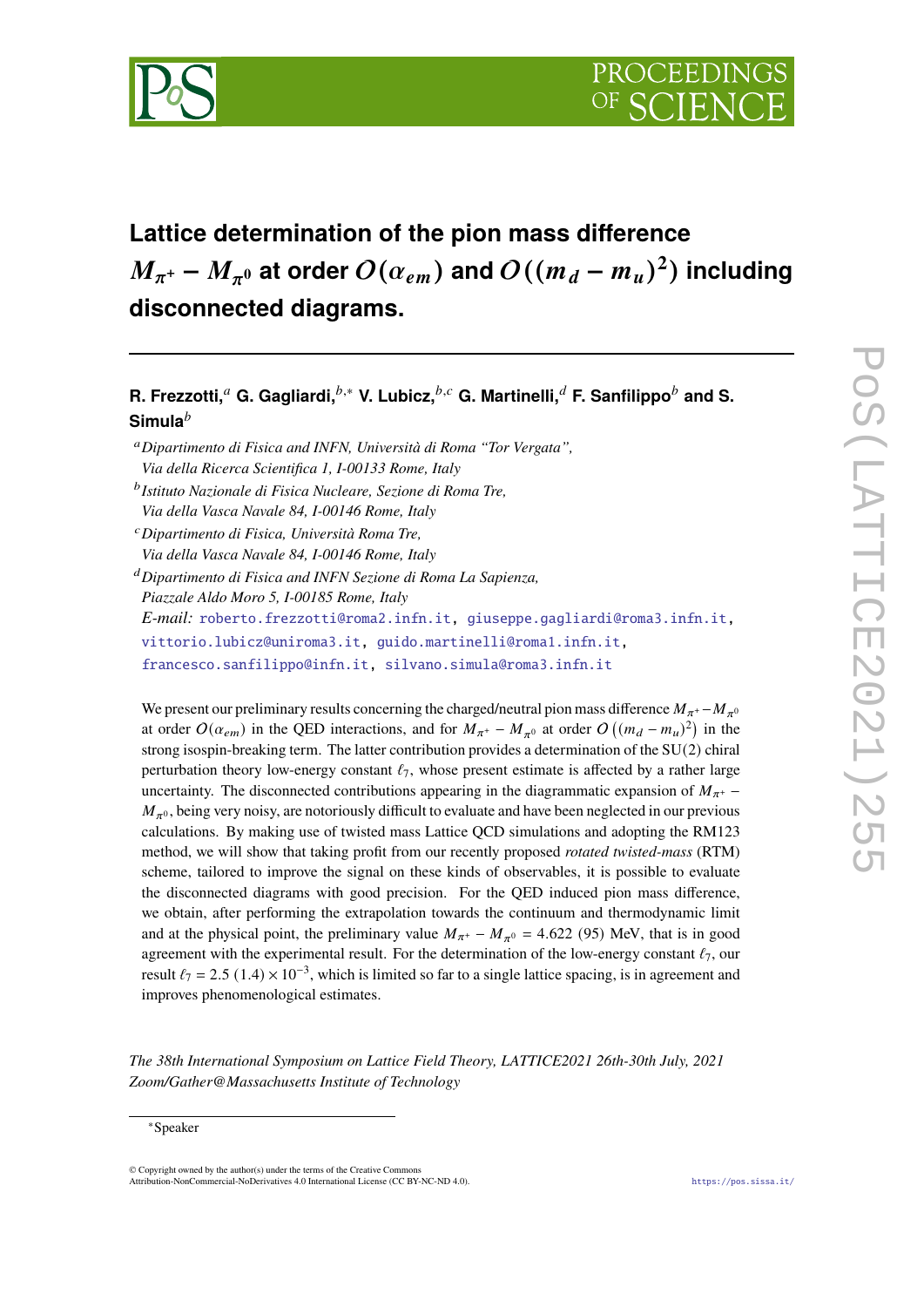# Lattice determination of the pion mass difference $M_{\pi^+} - M_{\pi^0}$ at order $O(\alpha_{em})$ and $O((m_d - m_u)^2)$ including disconnected diagrams.

**R. Frezzotti,**[a] **G. Gagliardi,**[b,*] **V. Lubicz,**[b,c] **G. Martinelli,**[d] **F. Sanfilippo**[b] **and S. Simula**[b]

[a] *Dipartimento di Fisica and INFN, Università di Roma "Tor Vergata", Via della Ricerca Scientifica 1, I-00133 Rome, Italy*

[b] *Istituto Nazionale di Fisica Nucleare, Sezione di Roma Tre, Via della Vasca Navale 84, I-00146 Rome, Italy*

[c] *Dipartimento di Fisica, Università Roma Tre, Via della Vasca Navale 84, I-00146 Rome, Italy*

[d] *Dipartimento di Fisica and INFN Sezione di Roma La Sapienza, Piazzale Aldo Moro 5, I-00185 Rome, Italy*

*E-mail:* roberto.frezzotti@roma2.infn.it, giuseppe.gagliardi@roma3.infn.it, vittorio.lubicz@uniroma3.it, guido.martinelli@roma1.infn.it, francesco.sanfilippo@infn.it, silvano.simula@roma3.infn.it

We present our preliminary results concerning the charged/neutral pion mass difference $M_{\pi^+} - M_{\pi^0}$ at order $O(\alpha_{em})$ in the QED interactions, and for $M_{\pi^+} - M_{\pi^0}$ at order $O\left((m_d - m_u)^2\right)$ in the strong isospin-breaking term. The latter contribution provides a determination of the SU(2) chiral perturbation theory low-energy constant $\ell_7$, whose present estimate is affected by a rather large uncertainty. The disconnected contributions appearing in the diagrammatic expansion of $M_{\pi^+} - M_{\pi^0}$, being very noisy, are notoriously difficult to evaluate and have been neglected in our previous calculations. By making use of twisted mass Lattice QCD simulations and adopting the RM123 method, we will show that taking profit from our recently proposed *rotated twisted-mass* (RTM) scheme, tailored to improve the signal on these kinds of observables, it is possible to evaluate the disconnected diagrams with good precision. For the QED induced pion mass difference, we obtain, after performing the extrapolation towards the continuum and thermodynamic limit and at the physical point, the preliminary value $M_{\pi^+} - M_{\pi^0} = 4.622\ (95)$ MeV, that is in good agreement with the experimental result. For the determination of the low-energy constant $\ell_7$, our result $\ell_7 = 2.5\ (1.4) \times 10^{-3}$, which is limited so far to a single lattice spacing, is in agreement and improves phenomenological estimates.

*The 38th International Symposium on Lattice Field Theory, LATTICE2021 26th-30th July, 2021 Zoom/Gather@Massachusetts Institute of Technology*

[*] Speaker

© Copyright owned by the author(s) under the terms of the Creative Commons Attribution-NonCommercial-NoDerivatives 4.0 International License (CC BY-NC-ND 4.0).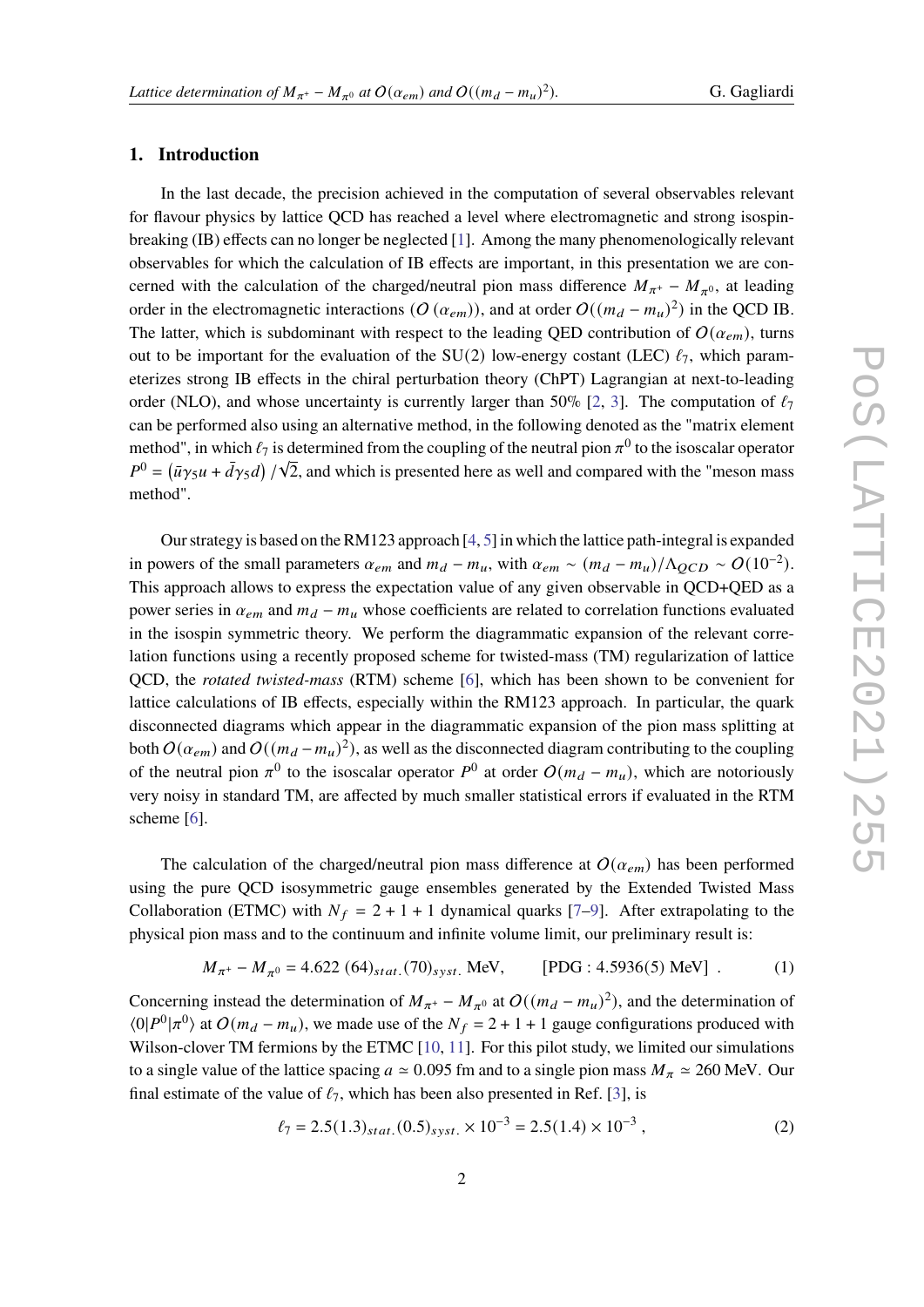## 1. Introduction

In the last decade, the precision achieved in the computation of several observables relevant for flavour physics by lattice QCD has reached a level where electromagnetic and strong isospin-breaking (IB) effects can no longer be neglected [1]. Among the many phenomenologically relevant observables for which the calculation of IB effects are important, in this presentation we are concerned with the calculation of the charged/neutral pion mass difference $M_{\pi^+} - M_{\pi^0}$, at leading order in the electromagnetic interactions ($O(\alpha_{em})$), and at order $O((m_d - m_u)^2)$ in the QCD IB. The latter, which is subdominant with respect to the leading QED contribution of $O(\alpha_{em})$, turns out to be important for the evaluation of the SU(2) low-energy costant (LEC) $\ell_7$, which parameterizes strong IB effects in the chiral perturbation theory (ChPT) Lagrangian at next-to-leading order (NLO), and whose uncertainty is currently larger than 50% [2, 3]. The computation of $\ell_7$ can be performed also using an alternative method, in the following denoted as the "matrix element method", in which $\ell_7$ is determined from the coupling of the neutral pion $\pi^0$ to the isoscalar operator $P^0 = \left(\bar{u}\gamma_5 u + \bar{d}\gamma_5 d\right)/\sqrt{2}$, and which is presented here as well and compared with the "meson mass method".

Our strategy is based on the RM123 approach [4, 5] in which the lattice path-integral is expanded in powers of the small parameters $\alpha_{em}$ and $m_d - m_u$, with $\alpha_{em} \sim (m_d - m_u)/\Lambda_{QCD} \sim O(10^{-2})$. This approach allows to express the expectation value of any given observable in QCD+QED as a power series in $\alpha_{em}$ and $m_d - m_u$ whose coefficients are related to correlation functions evaluated in the isospin symmetric theory. We perform the diagrammatic expansion of the relevant correlation functions using a recently proposed scheme for twisted-mass (TM) regularization of lattice QCD, the *rotated twisted-mass* (RTM) scheme [6], which has been shown to be convenient for lattice calculations of IB effects, especially within the RM123 approach. In particular, the quark disconnected diagrams which appear in the diagrammatic expansion of the pion mass splitting at both $O(\alpha_{em})$ and $O((m_d - m_u)^2)$, as well as the disconnected diagram contributing to the coupling of the neutral pion $\pi^0$ to the isoscalar operator $P^0$ at order $O(m_d - m_u)$, which are notoriously very noisy in standard TM, are affected by much smaller statistical errors if evaluated in the RTM scheme [6].

The calculation of the charged/neutral pion mass difference at $O(\alpha_{em})$ has been performed using the pure QCD isosymmetric gauge ensembles generated by the Extended Twisted Mass Collaboration (ETMC) with $N_f = 2 + 1 + 1$ dynamical quarks [7–9]. After extrapolating to the physical pion mass and to the continuum and infinite volume limit, our preliminary result is:

$$M_{\pi^+} - M_{\pi^0} = 4.622\ (64)_{stat.}(70)_{syst.}\ \text{MeV}, \qquad [\text{PDG} : 4.5936(5)\ \text{MeV}]\ . \tag{1}$$

Concerning instead the determination of $M_{\pi^+} - M_{\pi^0}$ at $O((m_d - m_u)^2)$, and the determination of $\langle 0|P^0|\pi^0\rangle$ at $O(m_d - m_u)$, we made use of the $N_f = 2 + 1 + 1$ gauge configurations produced with Wilson-clover TM fermions by the ETMC [10, 11]. For this pilot study, we limited our simulations to a single value of the lattice spacing $a \simeq 0.095$ fm and to a single pion mass $M_\pi \simeq 260$ MeV. Our final estimate of the value of $\ell_7$, which has been also presented in Ref. [3], is

$$\ell_7 = 2.5(1.3)_{stat.}(0.5)_{syst.} \times 10^{-3} = 2.5(1.4) \times 10^{-3}\ , \tag{2}$$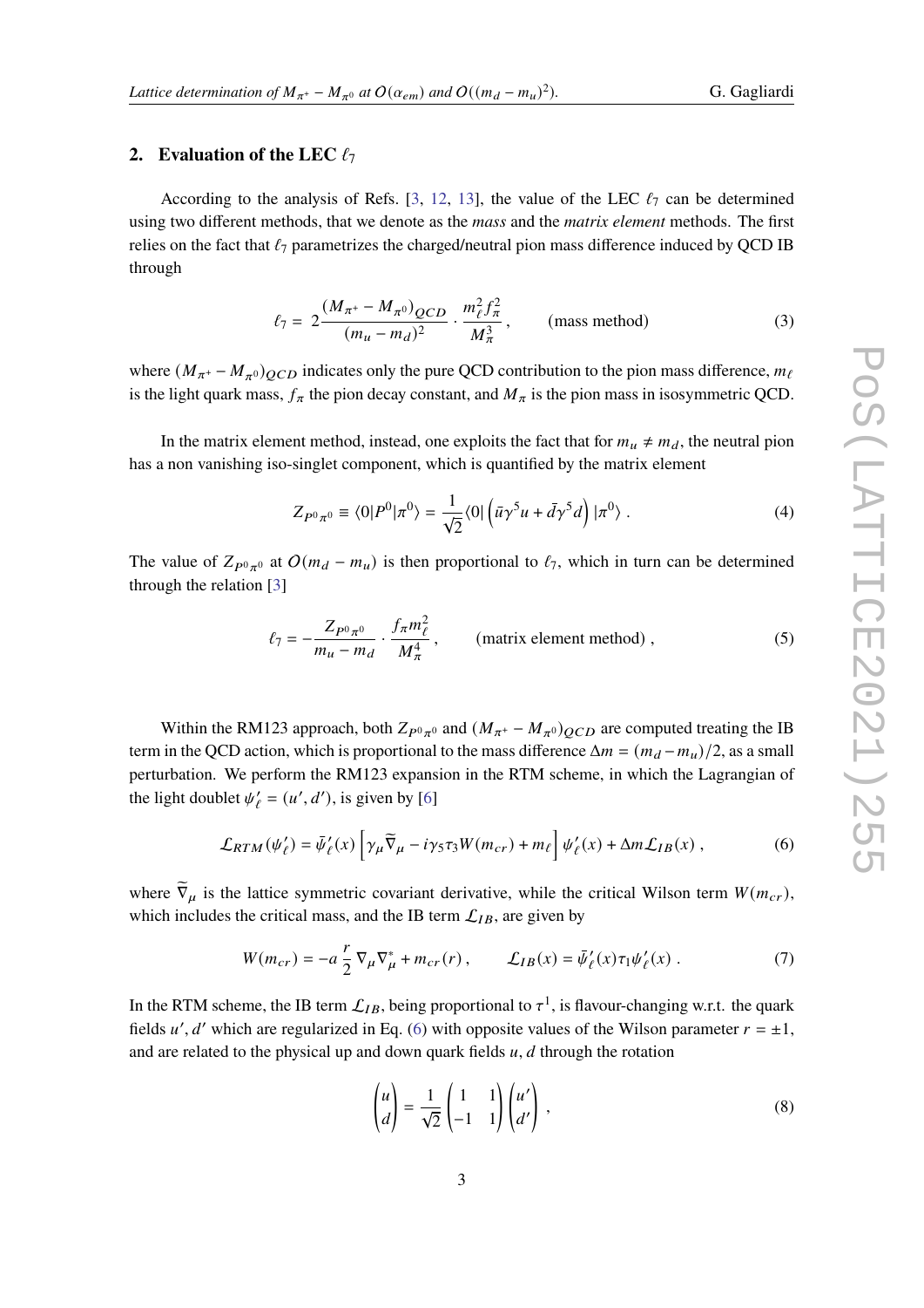## 2. Evaluation of the LEC $\ell_7$

According to the analysis of Refs. [3, 12, 13], the value of the LEC $\ell_7$ can be determined using two different methods, that we denote as the *mass* and the *matrix element* methods. The first relies on the fact that $\ell_7$ parametrizes the charged/neutral pion mass difference induced by QCD IB through

$$\ell_7 = 2\frac{(M_{\pi^+} - M_{\pi^0})_{QCD}}{(m_u - m_d)^2} \cdot \frac{m_\ell^2 f_\pi^2}{M_\pi^3} , \qquad \text{(mass method)} \tag{3}$$

where $(M_{\pi^+} - M_{\pi^0})_{QCD}$ indicates only the pure QCD contribution to the pion mass difference, $m_\ell$ is the light quark mass, $f_\pi$ the pion decay constant, and $M_\pi$ is the pion mass in isosymmetric QCD.

In the matrix element method, instead, one exploits the fact that for $m_u \neq m_d$, the neutral pion has a non vanishing iso-singlet component, which is quantified by the matrix element

$$Z_{P^0\pi^0} \equiv \langle 0|P^0|\pi^0\rangle = \frac{1}{\sqrt{2}}\langle 0| \left(\bar{u}\gamma^5 u + \bar{d}\gamma^5 d\right) |\pi^0\rangle . \tag{4}$$

The value of $Z_{P^0\pi^0}$ at $O(m_d - m_u)$ is then proportional to $\ell_7$, which in turn can be determined through the relation [3]

$$\ell_7 = -\frac{Z_{P^0\pi^0}}{m_u - m_d} \cdot \frac{f_\pi m_\ell^2}{M_\pi^4} , \qquad \text{(matrix element method)} , \tag{5}$$

Within the RM123 approach, both $Z_{P^0\pi^0}$ and $(M_{\pi^+} - M_{\pi^0})_{QCD}$ are computed treating the IB term in the QCD action, which is proportional to the mass difference $\Delta m = (m_d - m_u)/2$, as a small perturbation. We perform the RM123 expansion in the RTM scheme, in which the Lagrangian of the light doublet $\psi'_\ell = (u', d')$, is given by [6]

$$\mathcal{L}_{RTM}(\psi'_\ell) = \bar{\psi}'_\ell(x) \left[ \gamma_\mu \widetilde{\nabla}_\mu - i\gamma_5\tau_3 W(m_{cr}) + m_\ell \right] \psi'_\ell(x) + \Delta m \mathcal{L}_{IB}(x) , \tag{6}$$

where $\widetilde{\nabla}_\mu$ is the lattice symmetric covariant derivative, while the critical Wilson term $W(m_{cr})$, which includes the critical mass, and the IB term $\mathcal{L}_{IB}$, are given by

$$W(m_{cr}) = -a\,\frac{r}{2}\,\nabla_\mu\nabla^*_\mu + m_{cr}(r) , \qquad \mathcal{L}_{IB}(x) = \bar{\psi}'_\ell(x)\tau_1\psi'_\ell(x) . \tag{7}$$

In the RTM scheme, the IB term $\mathcal{L}_{IB}$, being proportional to $\tau^1$, is flavour-changing w.r.t. the quark fields $u', d'$ which are regularized in Eq. (6) with opposite values of the Wilson parameter $r = \pm 1$, and are related to the physical up and down quark fields $u, d$ through the rotation

$$\begin{pmatrix} u \\ d \end{pmatrix} = \frac{1}{\sqrt{2}} \begin{pmatrix} 1 & 1 \\ -1 & 1 \end{pmatrix} \begin{pmatrix} u' \\ d' \end{pmatrix} , \tag{8}$$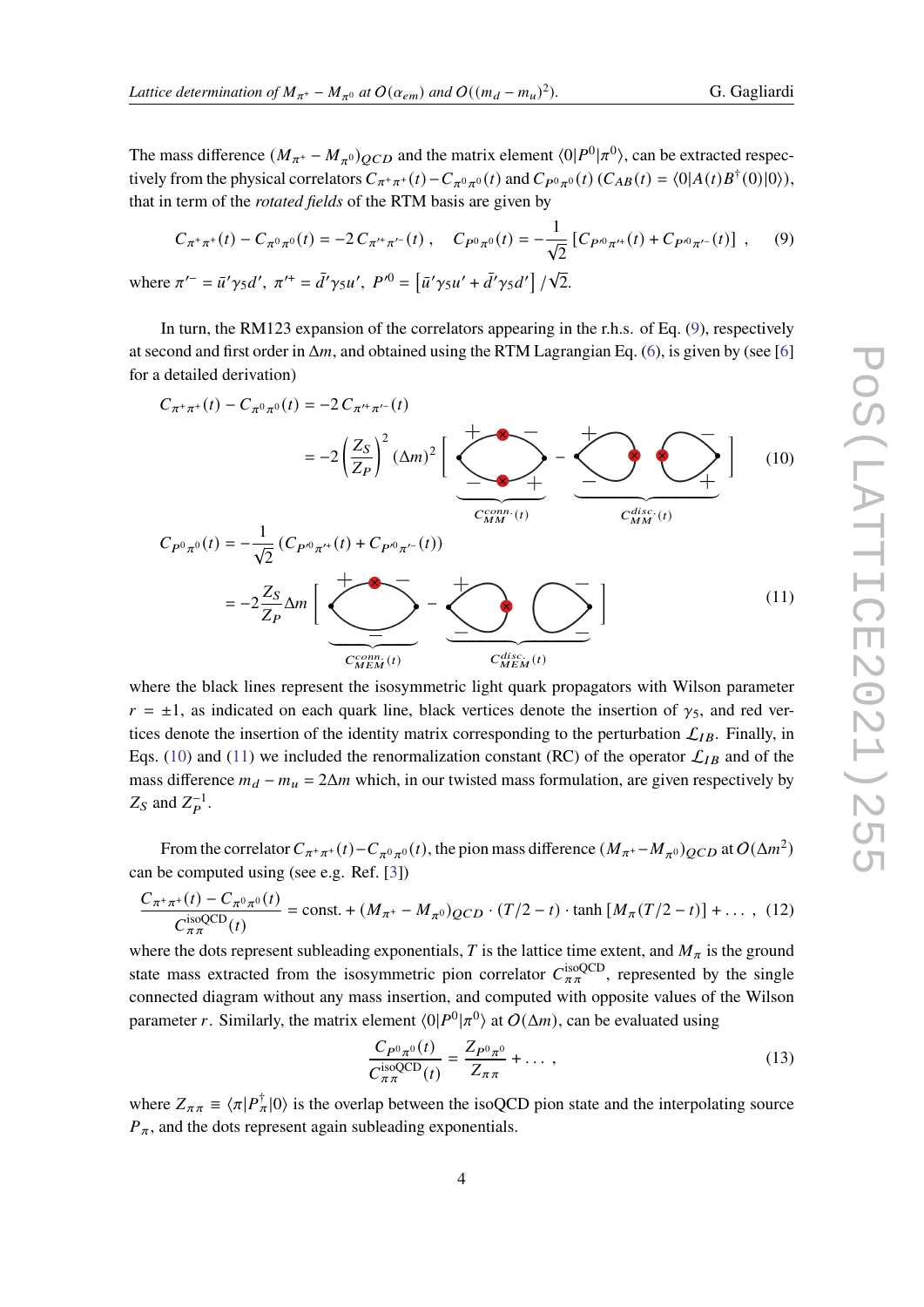The mass difference $(M_{\pi^+} - M_{\pi^0})_{QCD}$ and the matrix element $\langle 0|P^0|\pi^0\rangle$, can be extracted respectively from the physical correlators $C_{\pi^+\pi^+}(t) - C_{\pi^0\pi^0}(t)$ and $C_{P^0\pi^0}(t)$ ($C_{AB}(t) = \langle 0|A(t)B^\dagger(0)|0\rangle$), that in term of the *rotated fields* of the RTM basis are given by

$$C_{\pi^+\pi^+}(t) - C_{\pi^0\pi^0}(t) = -2\,C_{\pi'^+\pi'^-}(t)\,, \quad C_{P^0\pi^0}(t) = -\frac{1}{\sqrt{2}}\left[C_{P'^0\pi'^+}(t) + C_{P'^0\pi'^-}(t)\right]\,, \tag{9}$$

where $\pi'^- = \bar{u}'\gamma_5 d'$, $\pi'^+ = \bar{d}'\gamma_5 u'$, $P'^0 = \left[\bar{u}'\gamma_5 u' + \bar{d}'\gamma_5 d'\right]/\sqrt{2}$.

In turn, the RM123 expansion of the correlators appearing in the r.h.s. of Eq. (9), respectively at second and first order in $\Delta m$, and obtained using the RTM Lagrangian Eq. (6), is given by (see [6] for a detailed derivation)

$$C_{\pi^+\pi^+}(t) - C_{\pi^0\pi^0}(t) = -2\,C_{\pi'^+\pi'^-}(t)$$

$$= -2\left(\frac{Z_S}{Z_P}\right)^2 (\Delta m)^2 \left[\, \underbrace{\text{(diagram)}}_{C_{MM}^{conn.}(t)} - \underbrace{\text{(diagram)}}_{C_{MM}^{disc.}(t)} \,\right] \tag{10}$$

$$C_{P^0\pi^0}(t) = -\frac{1}{\sqrt{2}}\left(C_{P'^0\pi'^+}(t) + C_{P'^0\pi'^-}(t)\right)$$

$$= -2\frac{Z_S}{Z_P}\Delta m \left[\, \underbrace{\text{(diagram)}}_{C_{MEM}^{conn.}(t)} - \underbrace{\text{(diagram)}}_{C_{MEM}^{disc.}(t)} \,\right] \tag{11}$$

where the black lines represent the isosymmetric light quark propagators with Wilson parameter $r = \pm 1$, as indicated on each quark line, black vertices denote the insertion of $\gamma_5$, and red vertices denote the insertion of the identity matrix corresponding to the perturbation $\mathcal{L}_{IB}$. Finally, in Eqs. (10) and (11) we included the renormalization constant (RC) of the operator $\mathcal{L}_{IB}$ and of the mass difference $m_d - m_u = 2\Delta m$ which, in our twisted mass formulation, are given respectively by $Z_S$ and $Z_P^{-1}$.

From the correlator $C_{\pi^+\pi^+}(t) - C_{\pi^0\pi^0}(t)$, the pion mass difference $(M_{\pi^+} - M_{\pi^0})_{QCD}$ at $O(\Delta m^2)$ can be computed using (see e.g. Ref. [3])

$$\frac{C_{\pi^+\pi^+}(t) - C_{\pi^0\pi^0}(t)}{C_{\pi\pi}^{\text{isoQCD}}(t)} = \text{const.} + (M_{\pi^+} - M_{\pi^0})_{QCD} \cdot (T/2 - t) \cdot \tanh\left[M_\pi(T/2 - t)\right] + \ldots\,, \tag{12}$$

where the dots represent subleading exponentials, $T$ is the lattice time extent, and $M_\pi$ is the ground state mass extracted from the isosymmetric pion correlator $C_{\pi\pi}^{\text{isoQCD}}$, represented by the single connected diagram without any mass insertion, and computed with opposite values of the Wilson parameter $r$. Similarly, the matrix element $\langle 0|P^0|\pi^0\rangle$ at $O(\Delta m)$, can be evaluated using

$$\frac{C_{P^0\pi^0}(t)}{C_{\pi\pi}^{\text{isoQCD}}(t)} = \frac{Z_{P^0\pi^0}}{Z_{\pi\pi}} + \ldots\,, \tag{13}$$

where $Z_{\pi\pi} \equiv \langle \pi|P_\pi^\dagger|0\rangle$ is the overlap between the isoQCD pion state and the interpolating source $P_\pi$, and the dots represent again subleading exponentials.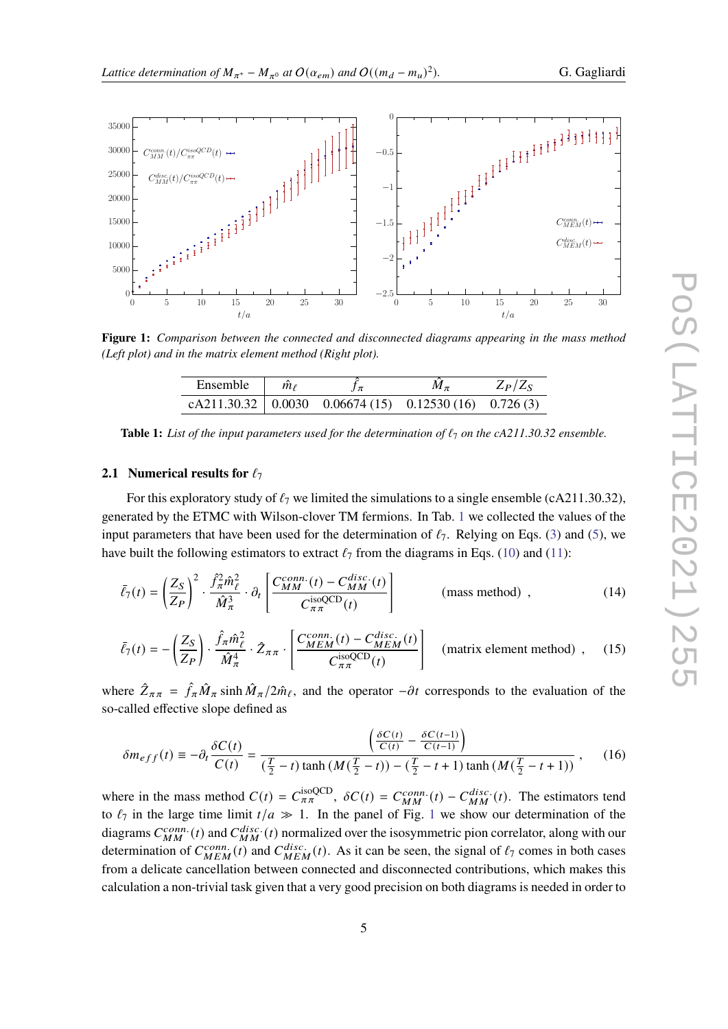**Figure 1:** *Comparison between the connected and disconnected diagrams appearing in the mass method (Left plot) and in the matrix element method (Right plot).*

| Ensemble | $\hat{m}_\ell$ | $\hat{f}_\pi$ | $\hat{M}_\pi$ | $Z_P/Z_S$ |
|---|---|---|---|---|
| cA211.30.32 | 0.0030 | 0.06674 (15) | 0.12530 (16) | 0.726 (3) |

**Table 1:** *List of the input parameters used for the determination of $\ell_7$ on the cA211.30.32 ensemble.*

### 2.1 Numerical results for $\ell_7$

For this exploratory study of $\ell_7$ we limited the simulations to a single ensemble (cA211.30.32), generated by the ETMC with Wilson-clover TM fermions. In Tab. 1 we collected the values of the input parameters that have been used for the determination of $\ell_7$. Relying on Eqs. (3) and (5), we have built the following estimators to extract $\ell_7$ from the diagrams in Eqs. (10) and (11):

$$\bar{\ell}_7(t) = \left(\frac{Z_S}{Z_P}\right)^2 \cdot \frac{\hat{f}_\pi^2 \hat{m}_\ell^2}{\hat{M}_\pi^3} \cdot \partial_t \left[\frac{C_{MM}^{conn.}(t) - C_{MM}^{disc.}(t)}{C_{\pi\pi}^{\text{isoQCD}}(t)}\right] \qquad \text{(mass method)} , \tag{14}$$

$$\bar{\ell}_7(t) = -\left(\frac{Z_S}{Z_P}\right) \cdot \frac{\hat{f}_\pi \hat{m}_\ell^2}{\hat{M}_\pi^4} \cdot \hat{Z}_{\pi\pi} \cdot \left[\frac{C_{MEM}^{conn.}(t) - C_{MEM}^{disc.}(t)}{C_{\pi\pi}^{\text{isoQCD}}(t)}\right] \qquad \text{(matrix element method)} , \tag{15}$$

where $\hat{Z}_{\pi\pi} = \hat{f}_\pi \hat{M}_\pi \sinh \hat{M}_\pi / 2\hat{m}_\ell$, and the operator $-\partial t$ corresponds to the evaluation of the so-called effective slope defined as

$$\delta m_{eff}(t) \equiv -\partial_t \frac{\delta C(t)}{C(t)} = \frac{\left(\frac{\delta C(t)}{C(t)} - \frac{\delta C(t-1)}{C(t-1)}\right)}{(\frac{T}{2} - t)\tanh\left(M(\frac{T}{2} - t)\right) - (\frac{T}{2} - t + 1)\tanh\left(M(\frac{T}{2} - t + 1)\right)} , \tag{16}$$

where in the mass method $C(t) = C_{\pi\pi}^{\text{isoQCD}}$, $\delta C(t) = C_{MM}^{conn.}(t) - C_{MM}^{disc.}(t)$. The estimators tend to $\ell_7$ in the large time limit $t/a \gg 1$. In the panel of Fig. 1 we show our determination of the diagrams $C_{MM}^{conn.}(t)$ and $C_{MM}^{disc.}(t)$ normalized over the isosymmetric pion correlator, along with our determination of $C_{MEM}^{conn.}(t)$ and $C_{MEM}^{disc.}(t)$. As it can be seen, the signal of $\ell_7$ comes in both cases from a delicate cancellation between connected and disconnected contributions, which makes this calculation a non-trivial task given that a very good precision on both diagrams is needed in order to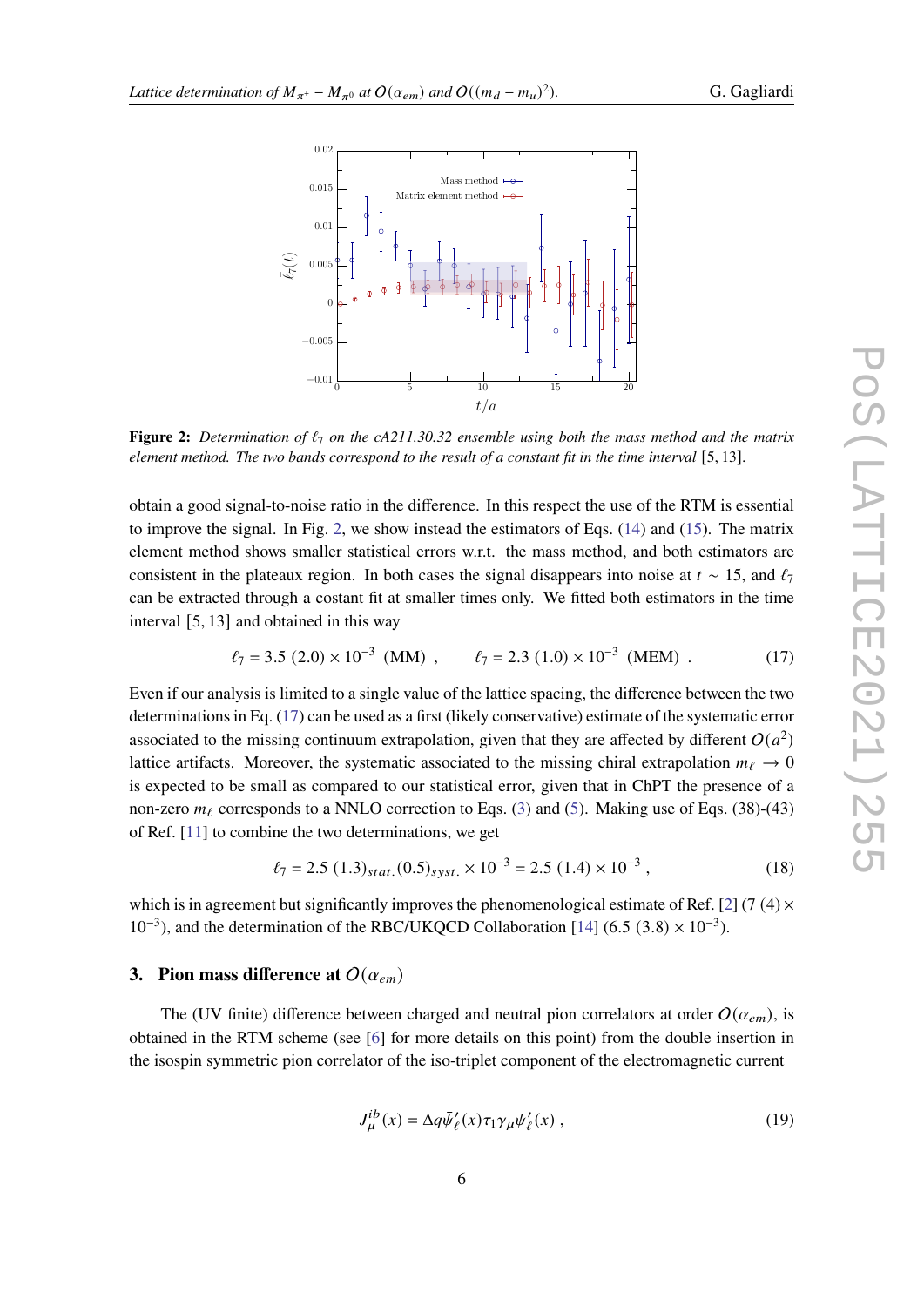**Figure 2:** *Determination of $\ell_7$ on the cA211.30.32 ensemble using both the mass method and the matrix element method. The two bands correspond to the result of a constant fit in the time interval* [5, 13].

obtain a good signal-to-noise ratio in the difference. In this respect the use of the RTM is essential to improve the signal. In Fig. 2, we show instead the estimators of Eqs. (14) and (15). The matrix element method shows smaller statistical errors w.r.t. the mass method, and both estimators are consistent in the plateaux region. In both cases the signal disappears into noise at $t \sim 15$, and $\ell_7$ can be extracted through a costant fit at smaller times only. We fitted both estimators in the time interval [5, 13] and obtained in this way

$$\ell_7 = 3.5\ (2.0) \times 10^{-3}\ \ (\text{MM})\ , \qquad \ell_7 = 2.3\ (1.0) \times 10^{-3}\ \ (\text{MEM})\ . \tag{17}$$

Even if our analysis is limited to a single value of the lattice spacing, the difference between the two determinations in Eq. (17) can be used as a first (likely conservative) estimate of the systematic error associated to the missing continuum extrapolation, given that they are affected by different $O(a^2)$ lattice artifacts. Moreover, the systematic associated to the missing chiral extrapolation $m_\ell \to 0$ is expected to be small as compared to our statistical error, given that in ChPT the presence of a non-zero $m_\ell$ corresponds to a NNLO correction to Eqs. (3) and (5). Making use of Eqs. (38)-(43) of Ref. [11] to combine the two determinations, we get

$$\ell_7 = 2.5\ (1.3)_{stat.} (0.5)_{syst.} \times 10^{-3} = 2.5\ (1.4) \times 10^{-3}\ , \tag{18}$$

which is in agreement but significantly improves the phenomenological estimate of Ref. [2] ($7\ (4) \times 10^{-3}$), and the determination of the RBC/UKQCD Collaboration [14] ($6.5\ (3.8) \times 10^{-3}$).

## 3. Pion mass difference at $O(\alpha_{em})$

The (UV finite) difference between charged and neutral pion correlators at order $O(\alpha_{em})$, is obtained in the RTM scheme (see [6] for more details on this point) from the double insertion in the isospin symmetric pion correlator of the iso-triplet component of the electromagnetic current

$$J_\mu^{ib}(x) = \Delta q \bar{\psi}'_\ell(x) \tau_1 \gamma_\mu \psi'_\ell(x)\ , \tag{19}$$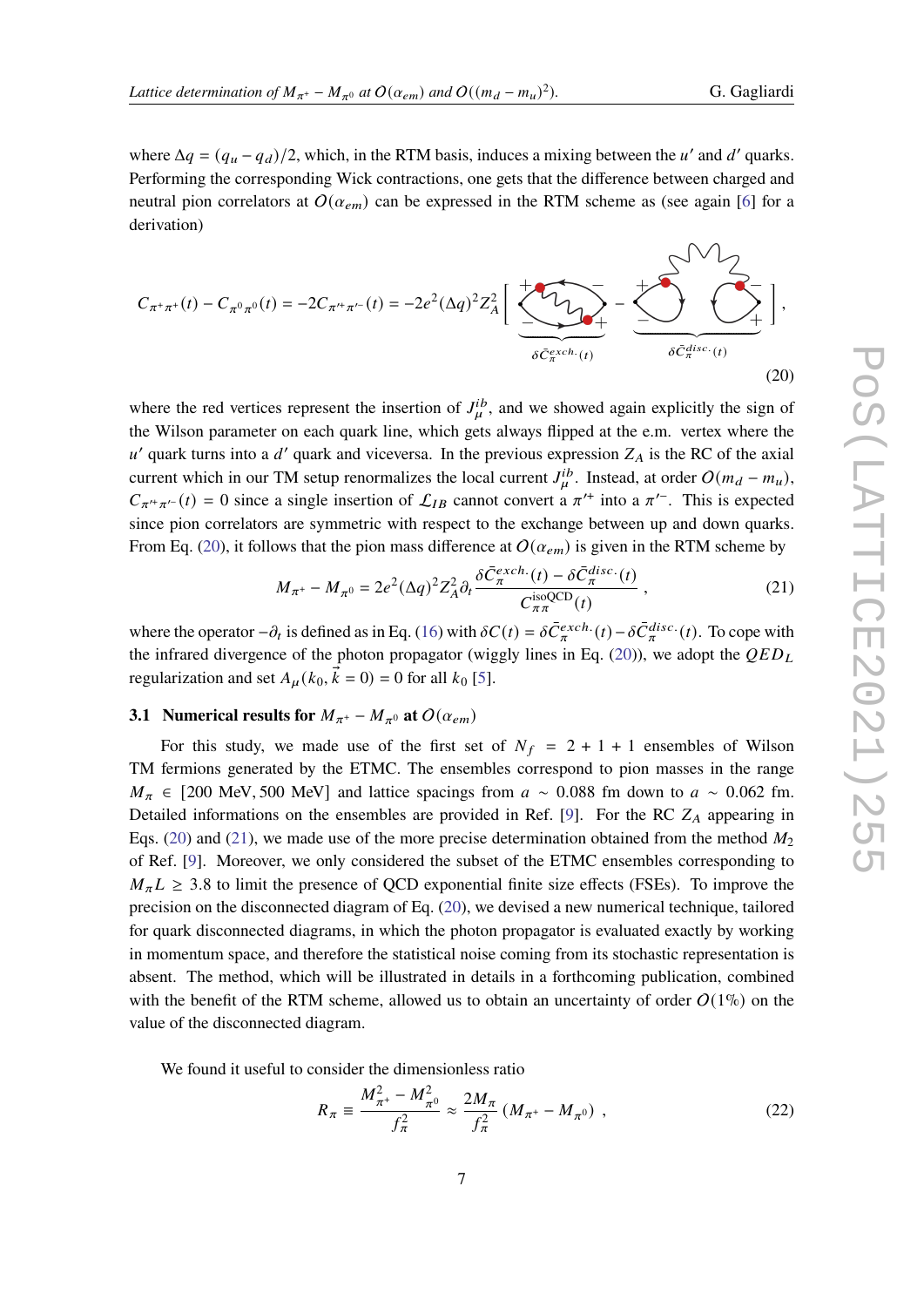where $\Delta q = (q_u - q_d)/2$, which, in the RTM basis, induces a mixing between the $u'$ and $d'$ quarks. Performing the corresponding Wick contractions, one gets that the difference between charged and neutral pion correlators at $O(\alpha_{em})$ can be expressed in the RTM scheme as (see again [6] for a derivation)

$$C_{\pi^+\pi^+}(t) - C_{\pi^0\pi^0}(t) = -2C_{\pi'^+\pi'^-}(t) = -2e^2(\Delta q)^2 Z_A^2 \left[ \underbrace{\text{(diagram)}}_{\delta\bar{C}_\pi^{exch.}(t)} - \underbrace{\text{(diagram)}}_{\delta\bar{C}_\pi^{disc.}(t)} \right], \tag{20}$$

where the red vertices represent the insertion of $J_\mu^{ib}$, and we showed again explicitly the sign of the Wilson parameter on each quark line, which gets always flipped at the e.m. vertex where the $u'$ quark turns into a $d'$ quark and viceversa. In the previous expression $Z_A$ is the RC of the axial current which in our TM setup renormalizes the local current $J_\mu^{ib}$. Instead, at order $O(m_d - m_u)$, $C_{\pi'^+\pi'^-}(t) = 0$ since a single insertion of $\mathcal{L}_{IB}$ cannot convert a $\pi'^+$ into a $\pi'^-$. This is expected since pion correlators are symmetric with respect to the exchange between up and down quarks. From Eq. (20), it follows that the pion mass difference at $O(\alpha_{em})$ is given in the RTM scheme by

$$M_{\pi^+} - M_{\pi^0} = 2e^2(\Delta q)^2 Z_A^2 \partial_t \frac{\delta\bar{C}_\pi^{exch.}(t) - \delta\bar{C}_\pi^{disc.}(t)}{C_{\pi\pi}^{\text{isoQCD}}(t)} , \tag{21}$$

where the operator $-\partial_t$ is defined as in Eq. (16) with $\delta C(t) = \delta\bar{C}_\pi^{exch.}(t) - \delta\bar{C}_\pi^{disc.}(t)$. To cope with the infrared divergence of the photon propagator (wiggly lines in Eq. (20)), we adopt the $QED_L$ regularization and set $A_\mu(k_0, \vec{k} = 0) = 0$ for all $k_0$ [5].

### 3.1 Numerical results for $M_{\pi^+} - M_{\pi^0}$ at $O(\alpha_{em})$

For this study, we made use of the first set of $N_f = 2+1+1$ ensembles of Wilson TM fermions generated by the ETMC. The ensembles correspond to pion masses in the range $M_\pi \in [200 \text{ MeV}, 500 \text{ MeV}]$ and lattice spacings from $a \sim 0.088$ fm down to $a \sim 0.062$ fm. Detailed informations on the ensembles are provided in Ref. [9]. For the RC $Z_A$ appearing in Eqs. (20) and (21), we made use of the more precise determination obtained from the method $M_2$ of Ref. [9]. Moreover, we only considered the subset of the ETMC ensembles corresponding to $M_\pi L \geq 3.8$ to limit the presence of QCD exponential finite size effects (FSEs). To improve the precision on the disconnected diagram of Eq. (20), we devised a new numerical technique, tailored for quark disconnected diagrams, in which the photon propagator is evaluated exactly by working in momentum space, and therefore the statistical noise coming from its stochastic representation is absent. The method, which will be illustrated in details in a forthcoming publication, combined with the benefit of the RTM scheme, allowed us to obtain an uncertainty of order $O(1\%)$ on the value of the disconnected diagram.

We found it useful to consider the dimensionless ratio

$$R_\pi \equiv \frac{M_{\pi^+}^2 - M_{\pi^0}^2}{f_\pi^2} \approx \frac{2M_\pi}{f_\pi^2}(M_{\pi^+} - M_{\pi^0}) , \tag{22}$$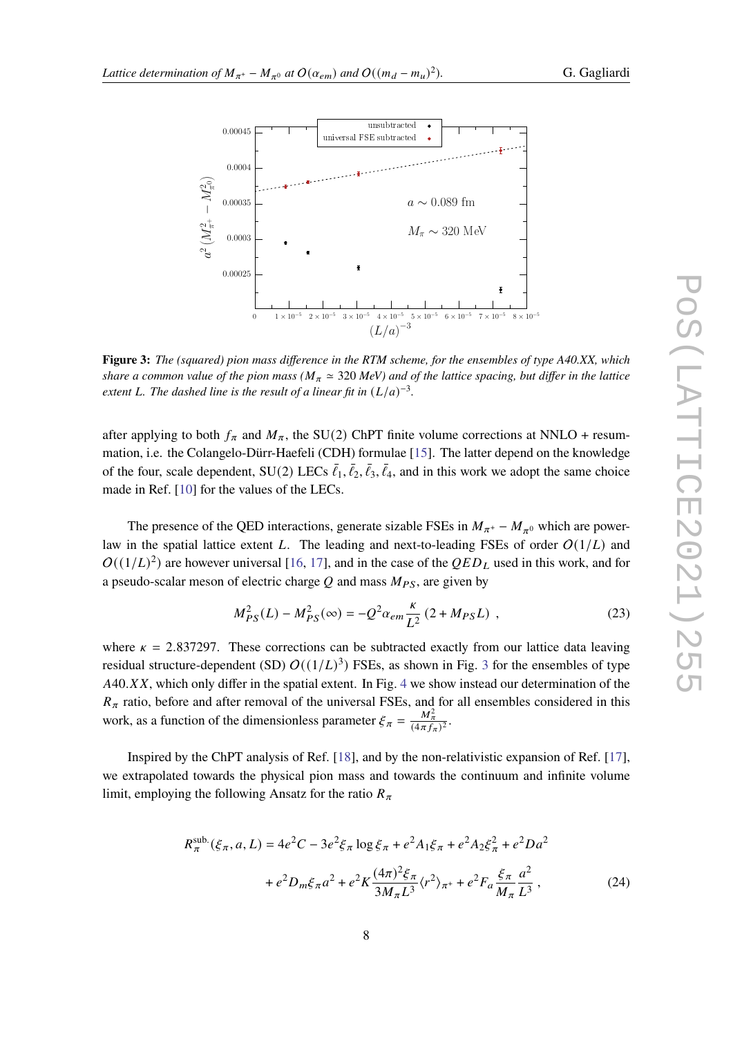**Figure 3:** *The (squared) pion mass difference in the RTM scheme, for the ensembles of type A40.XX, which share a common value of the pion mass ($M_\pi \simeq 320$ MeV) and of the lattice spacing, but differ in the lattice extent L. The dashed line is the result of a linear fit in $(L/a)^{-3}$.*

after applying to both $f_\pi$ and $M_\pi$, the SU(2) ChPT finite volume corrections at NNLO + resummation, i.e. the Colangelo-Dürr-Haefeli (CDH) formulae [15]. The latter depend on the knowledge of the four, scale dependent, SU(2) LECs $\bar{\ell}_1, \bar{\ell}_2, \bar{\ell}_3, \bar{\ell}_4$, and in this work we adopt the same choice made in Ref. [10] for the values of the LECs.

The presence of the QED interactions, generate sizable FSEs in $M_{\pi^+} - M_{\pi^0}$ which are power-law in the spatial lattice extent $L$. The leading and next-to-leading FSEs of order $O(1/L)$ and $O((1/L)^2)$ are however universal [16, 17], and in the case of the $QED_L$ used in this work, and for a pseudo-scalar meson of electric charge $Q$ and mass $M_{PS}$, are given by

$$M_{PS}^2(L) - M_{PS}^2(\infty) = -Q^2\alpha_{em}\frac{\kappa}{L^2}\left(2 + M_{PS}L\right) \ , \tag{23}$$

where $\kappa = 2.837297$. These corrections can be subtracted exactly from our lattice data leaving residual structure-dependent (SD) $O((1/L)^3)$ FSEs, as shown in Fig. 3 for the ensembles of type $A40.XX$, which only differ in the spatial extent. In Fig. 4 we show instead our determination of the $R_\pi$ ratio, before and after removal of the universal FSEs, and for all ensembles considered in this work, as a function of the dimensionless parameter $\xi_\pi = \frac{M_\pi^2}{(4\pi f_\pi)^2}$.

Inspired by the ChPT analysis of Ref. [18], and by the non-relativistic expansion of Ref. [17], we extrapolated towards the physical pion mass and towards the continuum and infinite volume limit, employing the following Ansatz for the ratio $R_\pi$

$$\begin{aligned} R_\pi^{\text{sub.}}(\xi_\pi, a, L) &= 4e^2C - 3e^2\xi_\pi\log\xi_\pi + e^2A_1\xi_\pi + e^2A_2\xi_\pi^2 + e^2Da^2 \\ &+ e^2D_m\xi_\pi a^2 + e^2K\frac{(4\pi)^2\xi_\pi}{3M_\pi L^3}\langle r^2\rangle_{\pi^+} + e^2F_a\frac{\xi_\pi}{M_\pi}\frac{a^2}{L^3} \ , \end{aligned} \tag{24}$$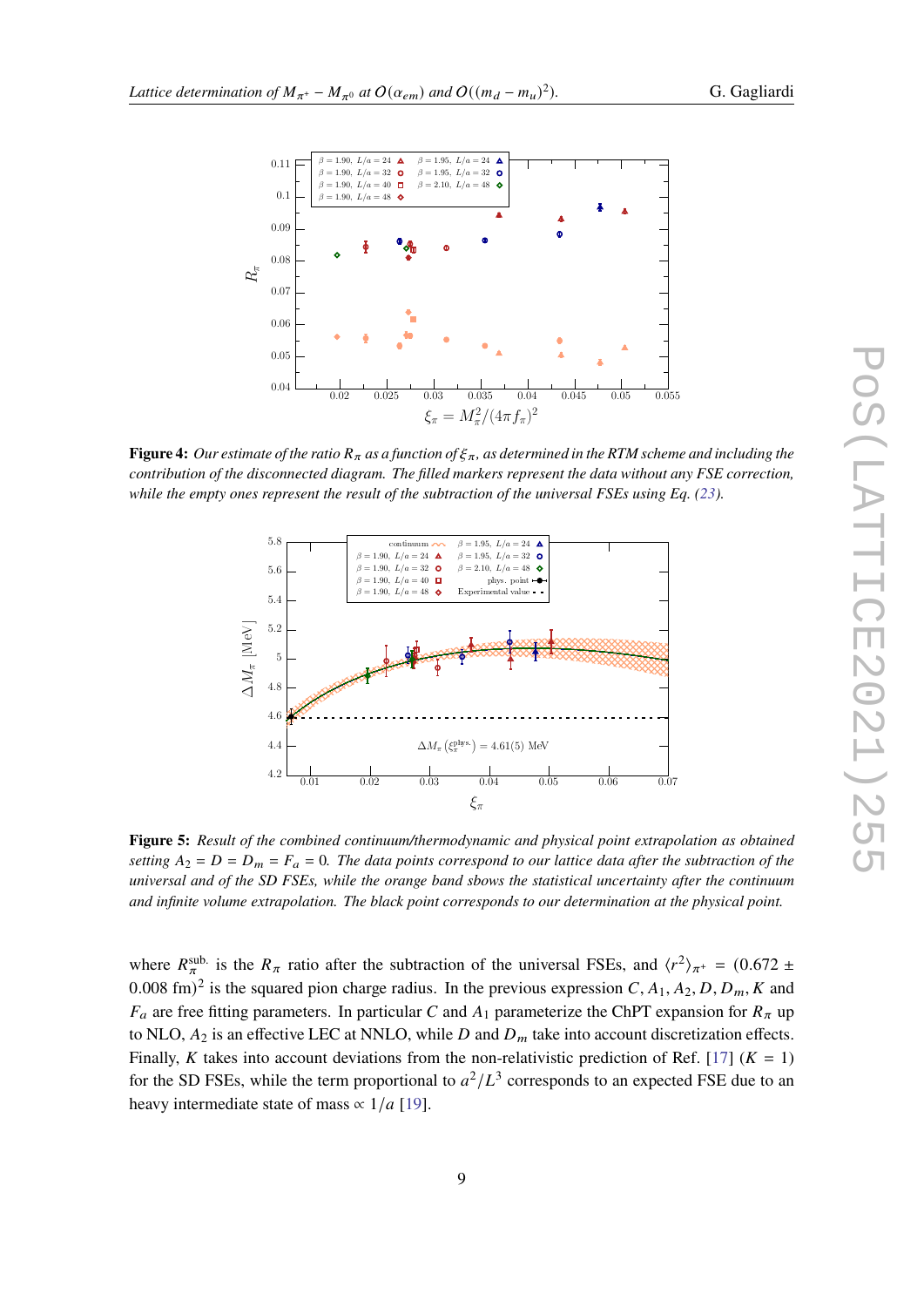**Figure 4:** *Our estimate of the ratio $R_\pi$ as a function of $\xi_\pi$, as determined in the RTM scheme and including the contribution of the disconnected diagram. The filled markers represent the data without any FSE correction, while the empty ones represent the result of the subtraction of the universal FSEs using Eq. (23).*

**Figure 5:** *Result of the combined continuum/thermodynamic and physical point extrapolation as obtained setting $A_2 = D = D_m = F_a = 0$. The data points correspond to our lattice data after the subtraction of the universal and of the SD FSEs, while the orange band sbows the statistical uncertainty after the continuum and infinite volume extrapolation. The black point corresponds to our determination at the physical point.*

where $R_\pi^{\text{sub.}}$ is the $R_\pi$ ratio after the subtraction of the universal FSEs, and $\langle r^2 \rangle_{\pi^+} = (0.672 \pm 0.008 \text{ fm})^2$ is the squared pion charge radius. In the previous expression $C, A_1, A_2, D, D_m, K$ and $F_a$ are free fitting parameters. In particular $C$ and $A_1$ parameterize the ChPT expansion for $R_\pi$ up to NLO, $A_2$ is an effective LEC at NNLO, while $D$ and $D_m$ take into account discretization effects. Finally, $K$ takes into account deviations from the non-relativistic prediction of Ref. [17] ($K = 1$) for the SD FSEs, while the term proportional to $a^2/L^3$ corresponds to an expected FSE due to an heavy intermediate state of mass $\propto 1/a$ [19].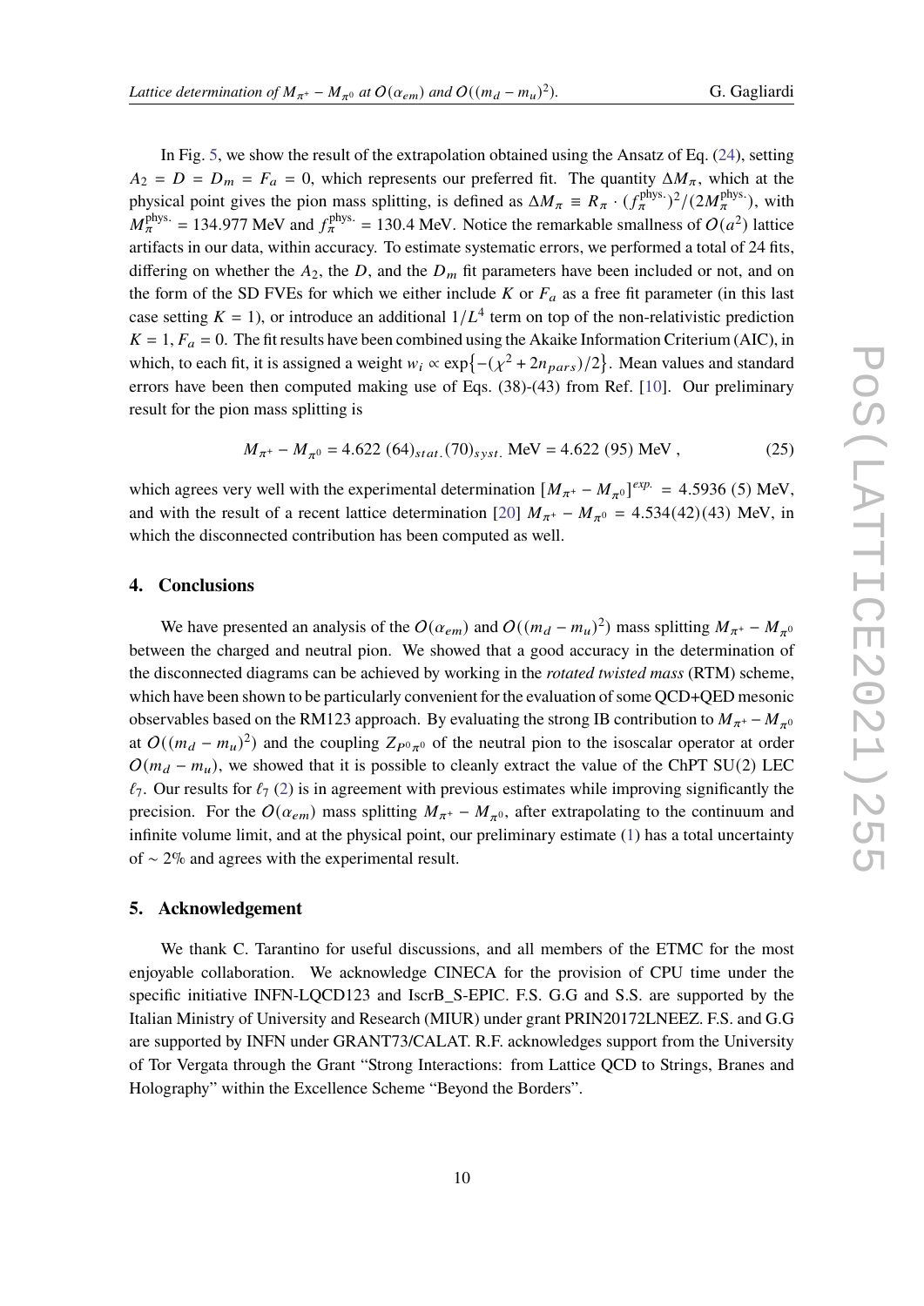In Fig. 5, we show the result of the extrapolation obtained using the Ansatz of Eq. (24), setting $A_2 = D = D_m = F_a = 0$, which represents our preferred fit. The quantity $\Delta M_\pi$, which at the physical point gives the pion mass splitting, is defined as $\Delta M_\pi \equiv R_\pi \cdot (f_\pi^{\text{phys.}})^2/(2M_\pi^{\text{phys.}})$, with $M_\pi^{\text{phys.}} = 134.977$ MeV and $f_\pi^{\text{phys.}} = 130.4$ MeV. Notice the remarkable smallness of $O(a^2)$ lattice artifacts in our data, within accuracy. To estimate systematic errors, we performed a total of 24 fits, differing on whether the $A_2$, the $D$, and the $D_m$ fit parameters have been included or not, and on the form of the SD FVEs for which we either include $K$ or $F_a$ as a free fit parameter (in this last case setting $K = 1$), or introduce an additional $1/L^4$ term on top of the non-relativistic prediction $K = 1, F_a = 0$. The fit results have been combined using the Akaike Information Criterium (AIC), in which, to each fit, it is assigned a weight $w_i \propto \exp\{-(\chi^2 + 2n_{pars})/2\}$. Mean values and standard errors have been then computed making use of Eqs. (38)-(43) from Ref. [10]. Our preliminary result for the pion mass splitting is

$$M_{\pi^+} - M_{\pi^0} = 4.622\ (64)_{stat.}(70)_{syst.}\ \text{MeV} = 4.622\ (95)\ \text{MeV}\ , \tag{25}$$

which agrees very well with the experimental determination $[M_{\pi^+} - M_{\pi^0}]^{exp.} = 4.5936\ (5)$ MeV, and with the result of a recent lattice determination [20] $M_{\pi^+} - M_{\pi^0} = 4.534(42)(43)$ MeV, in which the disconnected contribution has been computed as well.

## 4. Conclusions

We have presented an analysis of the $O(\alpha_{em})$ and $O((m_d - m_u)^2)$ mass splitting $M_{\pi^+} - M_{\pi^0}$ between the charged and neutral pion. We showed that a good accuracy in the determination of the disconnected diagrams can be achieved by working in the *rotated twisted mass* (RTM) scheme, which have been shown to be particularly convenient for the evaluation of some QCD+QED mesonic observables based on the RM123 approach. By evaluating the strong IB contribution to $M_{\pi^+} - M_{\pi^0}$ at $O((m_d - m_u)^2)$ and the coupling $Z_{P^0\pi^0}$ of the neutral pion to the isoscalar operator at order $O(m_d - m_u)$, we showed that it is possible to cleanly extract the value of the ChPT SU(2) LEC $\ell_7$. Our results for $\ell_7$ (2) is in agreement with previous estimates while improving significantly the precision. For the $O(\alpha_{em})$ mass splitting $M_{\pi^+} - M_{\pi^0}$, after extrapolating to the continuum and infinite volume limit, and at the physical point, our preliminary estimate (1) has a total uncertainty of $\sim 2\%$ and agrees with the experimental result.

## 5. Acknowledgement

We thank C. Tarantino for useful discussions, and all members of the ETMC for the most enjoyable collaboration. We acknowledge CINECA for the provision of CPU time under the specific initiative INFN-LQCD123 and IscrB_S-EPIC. F.S. G.G and S.S. are supported by the Italian Ministry of University and Research (MIUR) under grant PRIN20172LNEEZ. F.S. and G.G are supported by INFN under GRANT73/CALAT. R.F. acknowledges support from the University of Tor Vergata through the Grant "Strong Interactions: from Lattice QCD to Strings, Branes and Holography" within the Excellence Scheme "Beyond the Borders".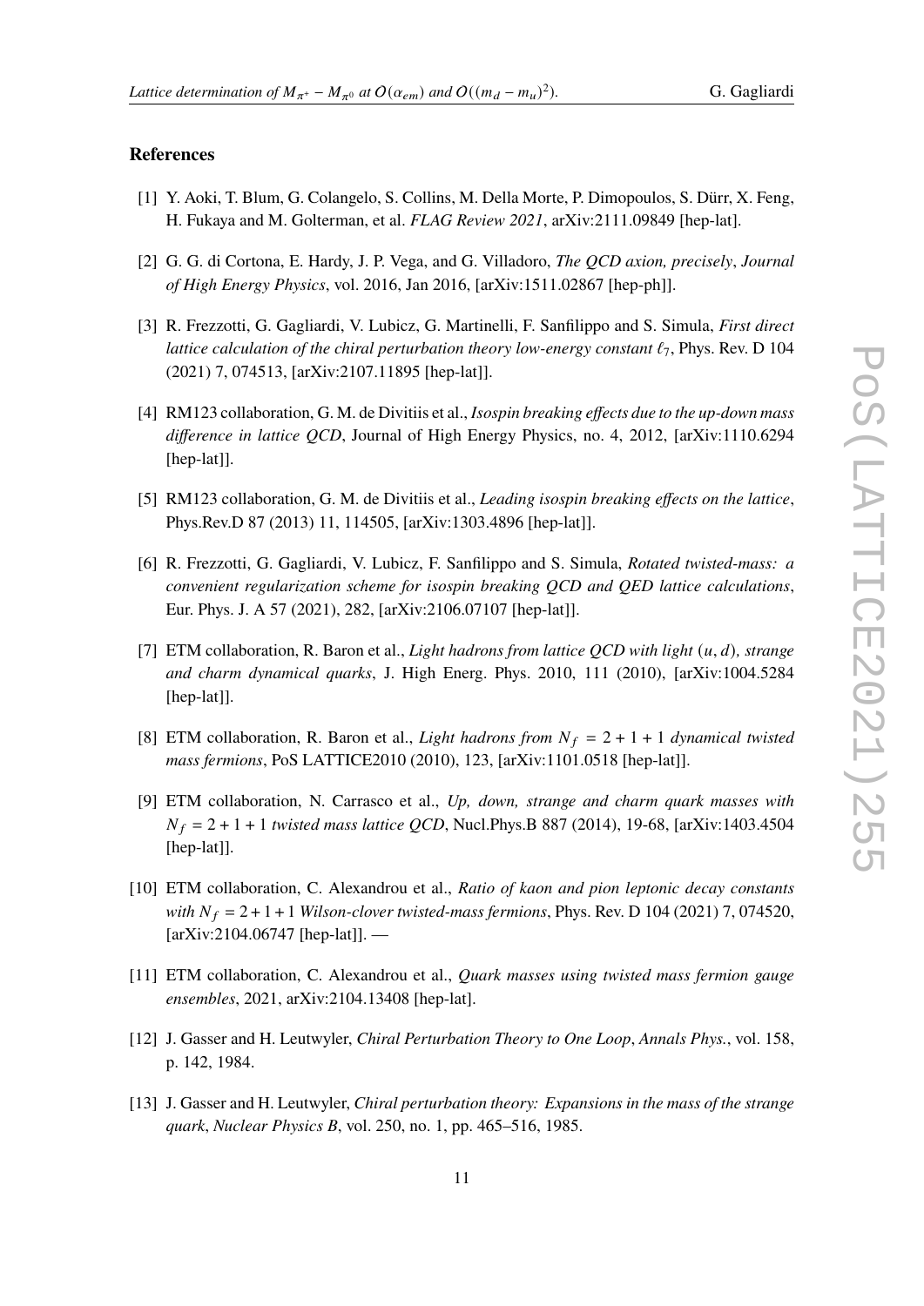## References

[1] Y. Aoki, T. Blum, G. Colangelo, S. Collins, M. Della Morte, P. Dimopoulos, S. Dürr, X. Feng, H. Fukaya and M. Golterman, et al. *FLAG Review 2021*, arXiv:2111.09849 [hep-lat].

[2] G. G. di Cortona, E. Hardy, J. P. Vega, and G. Villadoro, *The QCD axion, precisely*, *Journal of High Energy Physics*, vol. 2016, Jan 2016, [arXiv:1511.02867 [hep-ph]].

[3] R. Frezzotti, G. Gagliardi, V. Lubicz, G. Martinelli, F. Sanfilippo and S. Simula, *First direct lattice calculation of the chiral perturbation theory low-energy constant $\ell_7$*, Phys. Rev. D 104 (2021) 7, 074513, [arXiv:2107.11895 [hep-lat]].

[4] RM123 collaboration, G. M. de Divitiis et al., *Isospin breaking effects due to the up-down mass difference in lattice QCD*, Journal of High Energy Physics, no. 4, 2012, [arXiv:1110.6294 [hep-lat]].

[5] RM123 collaboration, G. M. de Divitiis et al., *Leading isospin breaking effects on the lattice*, Phys.Rev.D 87 (2013) 11, 114505, [arXiv:1303.4896 [hep-lat]].

[6] R. Frezzotti, G. Gagliardi, V. Lubicz, F. Sanfilippo and S. Simula, *Rotated twisted-mass: a convenient regularization scheme for isospin breaking QCD and QED lattice calculations*, Eur. Phys. J. A 57 (2021), 282, [arXiv:2106.07107 [hep-lat]].

[7] ETM collaboration, R. Baron et al., *Light hadrons from lattice QCD with light $(u, d)$, strange and charm dynamical quarks*, J. High Energ. Phys. 2010, 111 (2010), [arXiv:1004.5284 [hep-lat]].

[8] ETM collaboration, R. Baron et al., *Light hadrons from $N_f = 2 + 1 + 1$ dynamical twisted mass fermions*, PoS LATTICE2010 (2010), 123, [arXiv:1101.0518 [hep-lat]].

[9] ETM collaboration, N. Carrasco et al., *Up, down, strange and charm quark masses with $N_f = 2 + 1 + 1$ twisted mass lattice QCD*, Nucl.Phys.B 887 (2014), 19-68, [arXiv:1403.4504 [hep-lat]].

[10] ETM collaboration, C. Alexandrou et al., *Ratio of kaon and pion leptonic decay constants with $N_f = 2 + 1 + 1$ Wilson-clover twisted-mass fermions*, Phys. Rev. D 104 (2021) 7, 074520, [arXiv:2104.06747 [hep-lat]]. —

[11] ETM collaboration, C. Alexandrou et al., *Quark masses using twisted mass fermion gauge ensembles*, 2021, arXiv:2104.13408 [hep-lat].

[12] J. Gasser and H. Leutwyler, *Chiral Perturbation Theory to One Loop*, *Annals Phys.*, vol. 158, p. 142, 1984.

[13] J. Gasser and H. Leutwyler, *Chiral perturbation theory: Expansions in the mass of the strange quark*, *Nuclear Physics B*, vol. 250, no. 1, pp. 465–516, 1985.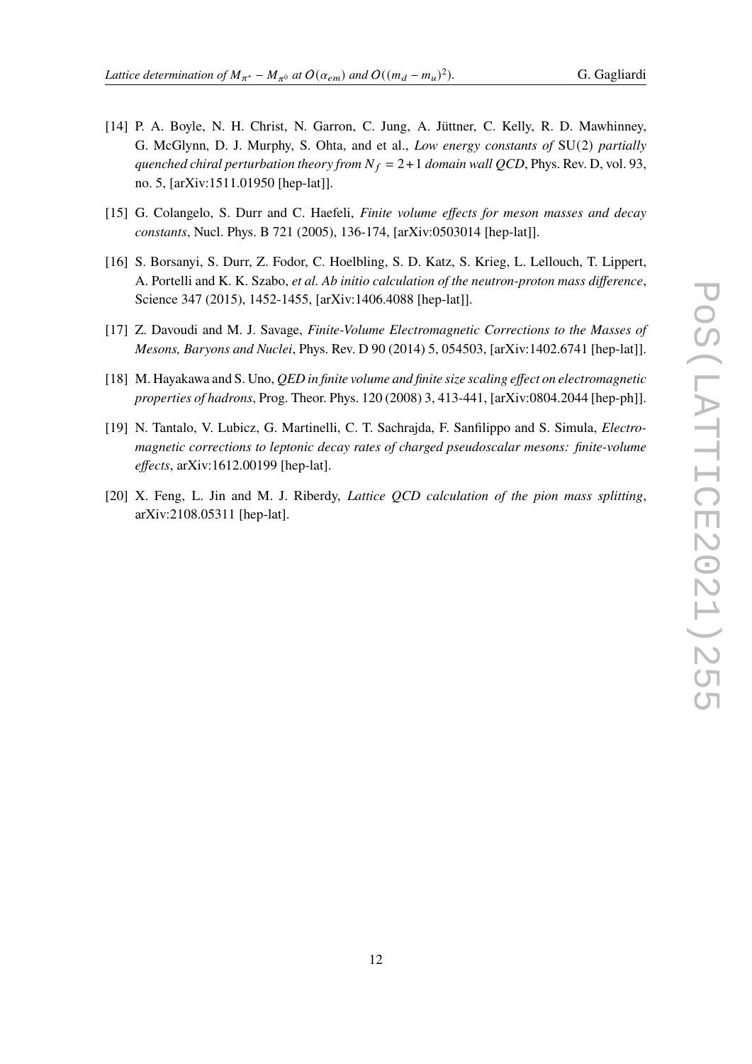[14] P. A. Boyle, N. H. Christ, N. Garron, C. Jung, A. Jüttner, C. Kelly, R. D. Mawhinney, G. McGlynn, D. J. Murphy, S. Ohta, and et al., *Low energy constants of* SU(2) *partially quenched chiral perturbation theory from* $N_f = 2+1$ *domain wall QCD*, Phys. Rev. D, vol. 93, no. 5, [arXiv:1511.01950 [hep-lat]].

[15] G. Colangelo, S. Durr and C. Haefeli, *Finite volume effects for meson masses and decay constants*, Nucl. Phys. B 721 (2005), 136-174, [arXiv:0503014 [hep-lat]].

[16] S. Borsanyi, S. Durr, Z. Fodor, C. Hoelbling, S. D. Katz, S. Krieg, L. Lellouch, T. Lippert, A. Portelli and K. K. Szabo, *et al. Ab initio calculation of the neutron-proton mass difference*, Science 347 (2015), 1452-1455, [arXiv:1406.4088 [hep-lat]].

[17] Z. Davoudi and M. J. Savage, *Finite-Volume Electromagnetic Corrections to the Masses of Mesons, Baryons and Nuclei*, Phys. Rev. D 90 (2014) 5, 054503, [arXiv:1402.6741 [hep-lat]].

[18] M. Hayakawa and S. Uno, *QED in finite volume and finite size scaling effect on electromagnetic properties of hadrons*, Prog. Theor. Phys. 120 (2008) 3, 413-441, [arXiv:0804.2044 [hep-ph]].

[19] N. Tantalo, V. Lubicz, G. Martinelli, C. T. Sachrajda, F. Sanfilippo and S. Simula, *Electromagnetic corrections to leptonic decay rates of charged pseudoscalar mesons: finite-volume effects*, arXiv:1612.00199 [hep-lat].

[20] X. Feng, L. Jin and M. J. Riberdy, *Lattice QCD calculation of the pion mass splitting*, arXiv:2108.05311 [hep-lat].